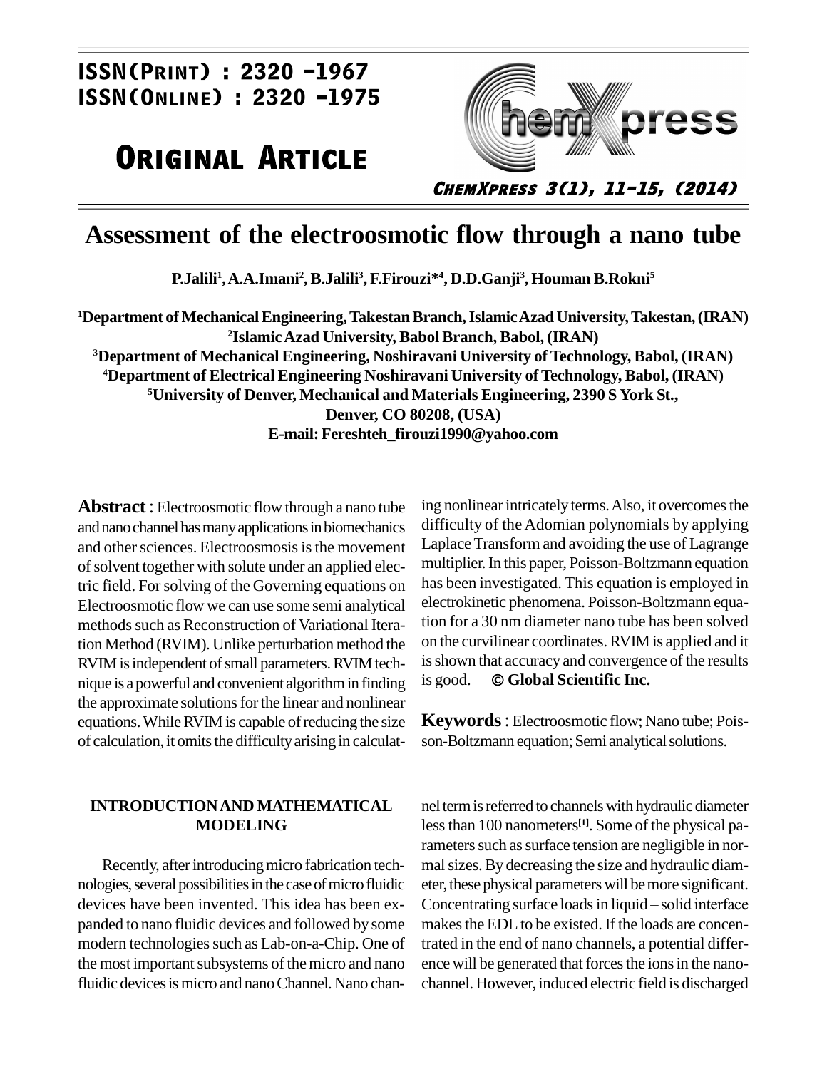ISSN(Print) : 2320 -1967
ISSN(Online) : 2320 -1975

**Original Article**

# Assessment of the electroosmotic flow through a nano tube

**P.Jalili[1], A.A.Imani[2], B.Jalili[3], F.Firouzi*[4], D.D.Ganji[3], Houman B.Rokni[5]**

[1]Department of Mechanical Engineering, Takestan Branch, Islamic Azad University, Takestan, (IRAN)
[2]Islamic Azad University, Babol Branch, Babol, (IRAN)
[3]Department of Mechanical Engineering, Noshiravani University of Technology, Babol, (IRAN)
[4]Department of Electrical Engineering Noshiravani University of Technology, Babol, (IRAN)
[5]University of Denver, Mechanical and Materials Engineering, 2390 S York St., Denver, CO 80208, (USA)
E-mail: Fereshteh_firouzi1990@yahoo.com

**Abstract** : Electroosmotic flow through a nano tube and nano channel has many applications in biomechanics and other sciences. Electroosmosis is the movement of solvent together with solute under an applied electric field. For solving of the Governing equations on Electroosmotic flow we can use some semi analytical methods such as Reconstruction of Variational Iteration Method (RVIM). Unlike perturbation method the RVIM is independent of small parameters. RVIM technique is a powerful and convenient algorithm in finding the approximate solutions for the linear and nonlinear equations. While RVIM is capable of reducing the size of calculation, it omits the difficulty arising in calculating nonlinear intricately terms. Also, it overcomes the difficulty of the Adomian polynomials by applying Laplace Transform and avoiding the use of Lagrange multiplier. In this paper, Poisson-Boltzmann equation has been investigated. This equation is employed in electrokinetic phenomena. Poisson-Boltzmann equation for a 30 nm diameter nano tube has been solved on the curvilinear coordinates. RVIM is applied and it is shown that accuracy and convergence of the results is good. **© Global Scientific Inc.**

**Keywords** : Electroosmotic flow; Nano tube; Poisson-Boltzmann equation; Semi analytical solutions.

## INTRODUCTION AND MATHEMATICAL MODELING

Recently, after introducing micro fabrication technologies, several possibilities in the case of micro fluidic devices have been invented. This idea has been expanded to nano fluidic devices and followed by some modern technologies such as Lab-on-a-Chip. One of the most important subsystems of the micro and nano fluidic devices is micro and nano Channel. Nano channel term is referred to channels with hydraulic diameter less than 100 nanometers[1]. Some of the physical parameters such as surface tension are negligible in normal sizes. By decreasing the size and hydraulic diameter, these physical parameters will be more significant. Concentrating surface loads in liquid – solid interface makes the EDL to be existed. If the loads are concentrated in the end of nano channels, a potential difference will be generated that forces the ions in the nanochannel. However, induced electric field is discharged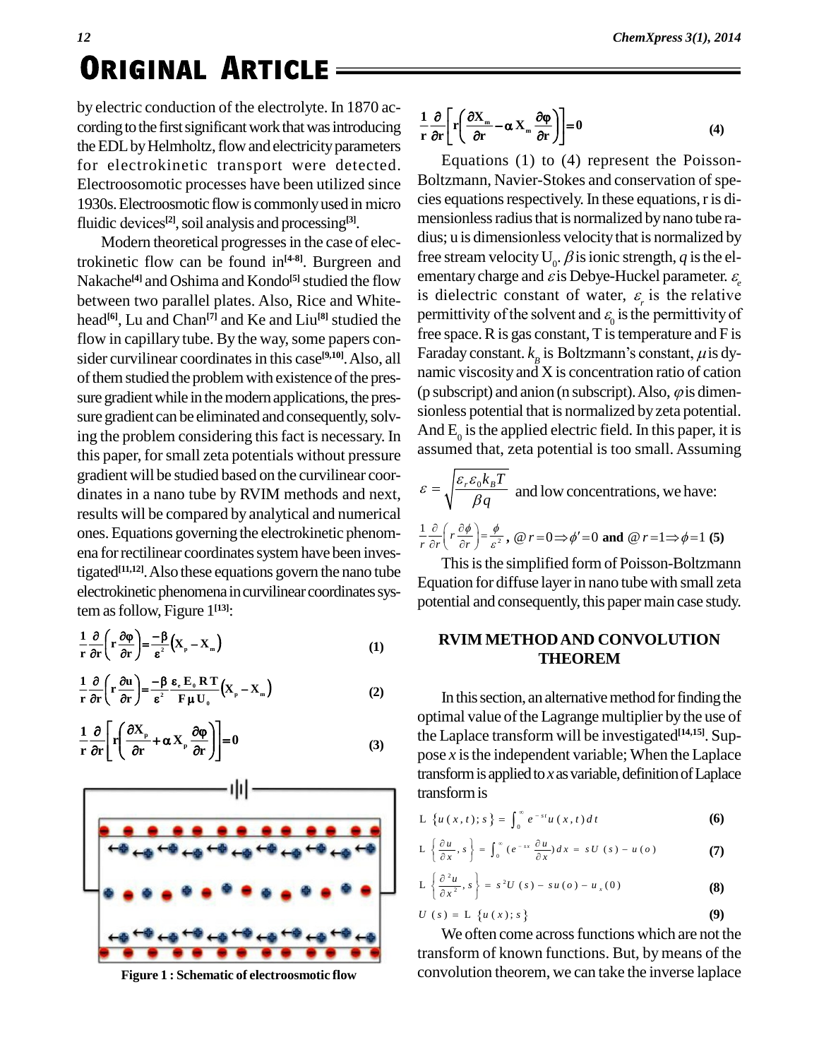by electric conduction of the electrolyte. In 1870 according to the first significant work that was introducing the EDL by Helmholtz, flow and electricity parameters for electrokinetic transport were detected. Electroosomotic processes have been utilized since 1930s. Electroosmotic flow is commonly used in micro fluidic devices[2], soil analysis and processing[3].

Modern theoretical progresses in the case of electrokinetic flow can be found in[4-8]. Burgreen and Nakache[4] and Oshima and Kondo[5] studied the flow between two parallel plates. Also, Rice and Whitehead[6], Lu and Chan[7] and Ke and Liu[8] studied the flow in capillary tube. By the way, some papers consider curvilinear coordinates in this case[9,10]. Also, all of them studied the problem with existence of the pressure gradient while in the modern applications, the pressure gradient can be eliminated and consequently, solving the problem considering this fact is necessary. In this paper, for small zeta potentials without pressure gradient will be studied based on the curvilinear coordinates in a nano tube by RVIM methods and next, results will be compared by analytical and numerical ones. Equations governing the electrokinetic phenomena for rectilinear coordinates system have been investigated[11,12]. Also these equations govern the nano tube electrokinetic phenomena in curvilinear coordinates system as follow, Figure 1[13]:

$$\frac{1}{r}\frac{\partial}{\partial r}\left(r\frac{\partial \varphi}{\partial r}\right)=\frac{-\beta}{\varepsilon^2}\left(X_p - X_m\right) \quad (1)$$

$$\frac{1}{r}\frac{\partial}{\partial r}\left(r\frac{\partial u}{\partial r}\right)=\frac{-\beta}{\varepsilon^2}\frac{\varepsilon_e E_0 R T}{F \mu U_0}\left(X_p - X_m\right) \quad (2)$$

$$\frac{1}{r}\frac{\partial}{\partial r}\left[r\left(\frac{\partial X_p}{\partial r}+\alpha X_p \frac{\partial \varphi}{\partial r}\right)\right]=0 \quad (3)$$

Figure 1 : Schematic of electroosmotic flow

$$\frac{1}{r}\frac{\partial}{\partial r}\left[r\left(\frac{\partial X_m}{\partial r}-\alpha X_m \frac{\partial \varphi}{\partial r}\right)\right]=0 \quad (4)$$

Equations (1) to (4) represent the Poisson-Boltzmann, Navier-Stokes and conservation of species equations respectively. In these equations, r is dimensionless radius that is normalized by nano tube radius; u is dimensionless velocity that is normalized by free stream velocity $U_0$. $\beta$ is ionic strength, $q$ is the elementary charge and $\varepsilon$ is Debye-Huckel parameter. $\varepsilon_e$ is dielectric constant of water, $\varepsilon_r$ is the relative permittivity of the solvent and $\varepsilon_0$ is the permittivity of free space. R is gas constant, T is temperature and F is Faraday constant. $k_B$ is Boltzmann's constant, $\mu$ is dynamic viscosity and X is concentration ratio of cation (p subscript) and anion (n subscript). Also, $\varphi$ is dimensionless potential that is normalized by zeta potential. And $E_0$ is the applied electric field. In this paper, it is assumed that, zeta potential is too small. Assuming $\varepsilon = \sqrt{\frac{\varepsilon_r \varepsilon_0 k_B T}{\beta q}}$ and low concentrations, we have:

$$\frac{1}{r}\frac{\partial}{\partial r}\left(r\frac{\partial \phi}{\partial r}\right)=\frac{\phi}{\varepsilon^2}, \; @\, r=0 \Rightarrow \phi'=0 \text{ and } @\, r=1 \Rightarrow \phi=1 \quad (5)$$

This is the simplified form of Poisson-Boltzmann Equation for diffuse layer in nano tube with small zeta potential and consequently, this paper main case study.

## RVIM METHOD AND CONVOLUTION THEOREM

In this section, an alternative method for finding the optimal value of the Lagrange multiplier by the use of the Laplace transform will be investigated[14,15]. Suppose $x$ is the independent variable; When the Laplace transform is applied to $x$ as variable, definition of Laplace transform is

$$L\left\{u(x,t);s\right\}=\int_0^\infty e^{-st}u(x,t)\,dt \quad (6)$$

$$L\left\{\frac{\partial u}{\partial x},s\right\}=\int_0^\infty \left(e^{-sx}\frac{\partial u}{\partial x}\right)dx = sU(s)-u(o) \quad (7)$$

$$L\left\{\frac{\partial^2 u}{\partial x^2},s\right\}=s^2U(s)-su(o)-u_x(0) \quad (8)$$

$$U(s)=L\left\{u(x);s\right\} \quad (9)$$

We often come across functions which are not the transform of known functions. But, by means of the convolution theorem, we can take the inverse laplace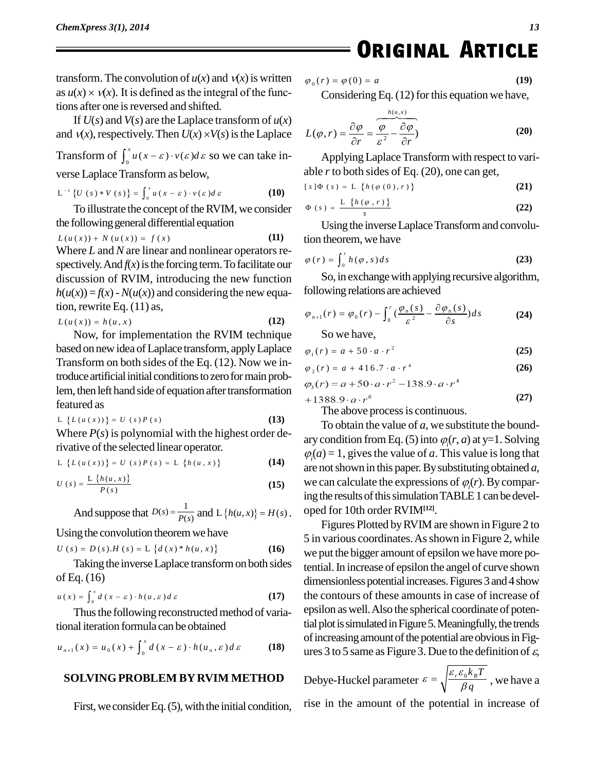transform. The convolution of $u(x)$ and $v(x)$ is written as $u(x) \times v(x)$. It is defined as the integral of the functions after one is reversed and shifted.

If $U(s)$ and $V(s)$ are the Laplace transform of $u(x)$ and $v(x)$, respectively. Then $U(x) \times V(s)$ is the Laplace Transform of $\int_0^x u(x-\varepsilon)\cdot v(\varepsilon)d\varepsilon$ so we can take inverse Laplace Transform as below,

$$L^{-1}\{U(s) * V(s)\} = \int_0^x u(x-\varepsilon)\cdot v(\varepsilon)d\varepsilon \quad (10)$$

To illustrate the concept of the RVIM, we consider the following general differential equation

$$L(u(x)) + N(u(x)) = f(x) \quad (11)$$

Where $L$ and $N$ are linear and nonlinear operators respectively. And $f(x)$ is the forcing term. To facilitate our discussion of RVIM, introducing the new function $h(u(x)) = f(x) - N(u(x))$ and considering the new equation, rewrite Eq. (11) as,

$$L(u(x)) = h(u, x) \quad (12)$$

Now, for implementation the RVIM technique based on new idea of Laplace transform, apply Laplace Transform on both sides of the Eq. (12). Now we introduce artificial initial conditions to zero for main problem, then left hand side of equation after transformation featured as

$$L\{L(u(x))\} = U(s)P(s) \quad (13)$$

Where $P(s)$ is polynomial with the highest order derivative of the selected linear operator.

$$L\{L(u(x))\} = U(s)P(s) = L\{h(u, x)\} \quad (14)$$

$$U(s) = \frac{L\{h(u, x)\}}{P(s)} \quad (15)$$

And suppose that $D(s) = \frac{1}{P(s)}$ and $L\{h(u, x)\} = H(s)$.

Using the convolution theorem we have

$$U(s) = D(s).H(s) = L\{d(x) * h(u, x)\} \quad (16)$$

Taking the inverse Laplace transform on both sides of Eq. (16)

$$u(x) = \int_0^x d(x-\varepsilon)\cdot h(u, \varepsilon)d\varepsilon \quad (17)$$

Thus the following reconstructed method of variational iteration formula can be obtained

$$u_{n+1}(x) = u_0(x) + \int_0^x d(x-\varepsilon)\cdot h(u_n, \varepsilon)d\varepsilon \quad (18)$$

## SOLVING PROBLEM BY RVIM METHOD

First, we consider Eq. (5), with the initial condition,

$$\varphi_0(r) = \varphi(0) = a \quad (19)$$

Considering Eq. (12) for this equation we have,

$$L(\varphi, r) = \frac{\partial \varphi}{\partial r} = \overbrace{\frac{\varphi}{\varepsilon^2} - \frac{\partial \varphi}{\partial r})}^{h(u,x)} \quad (20)$$

Applying Laplace Transform with respect to variable $r$ to both sides of Eq. (20), one can get,

$$[s]\Phi(s) = L\{h(\varphi(0), r)\} \quad (21)$$

$$\Phi(s) = \frac{L\{h(\varphi, r)\}}{s} \quad (22)$$

Using the inverse Laplace Transform and convolution theorem, we have

$$\varphi(r) = \int_0^r h(\varphi, s)ds \quad (23)$$

So, in exchange with applying recursive algorithm, following relations are achieved

$$\varphi_{n+1}(r) = \varphi_0(r) - \int_0^r (\frac{\varphi_n(s)}{\varepsilon^2} - \frac{\partial \varphi_n(s)}{\partial s})ds \quad (24)$$

So we have,

$$\varphi_1(r) = a + 50\cdot a\cdot r^2 \quad (25)$$

$$\varphi_2(r) = a + 416.7\cdot a\cdot r^4 \quad (26)$$

$$\varphi_3(r) = a + 50\cdot a\cdot r^2 - 138.9\cdot a\cdot r^4 + 1388.9\cdot a\cdot r^6 \quad (27)$$

The above process is continuous.

To obtain the value of $a$, we substitute the boundary condition from Eq. (5) into $\varphi_i(r, a)$ at y=1. Solving $\varphi_i(a) = 1$, gives the value of $a$. This value is long that are not shown in this paper. By substituting obtained $a$, we can calculate the expressions of $\varphi_i(r)$. By comparing the results of this simulation TABLE 1 can be developed for 10th order RVIM[12].

Figures Plotted by RVIM are shown in Figure 2 to 5 in various coordinates. As shown in Figure 2, while we put the bigger amount of epsilon we have more potential. In increase of epsilon the angel of curve shown dimensionless potential increases. Figures 3 and 4 show the contours of these amounts in case of increase of epsilon as well. Also the spherical coordinate of potential plot is simulated in Figure 5. Meaningfully, the trends of increasing amount of the potential are obvious in Figures 3 to 5 same as Figure 3. Due to the definition of $\varepsilon$, Debye-Huckel parameter $\varepsilon = \sqrt{\frac{\varepsilon_r \varepsilon_0 k_B T}{\beta q}}$, we have a rise in the amount of the potential in increase of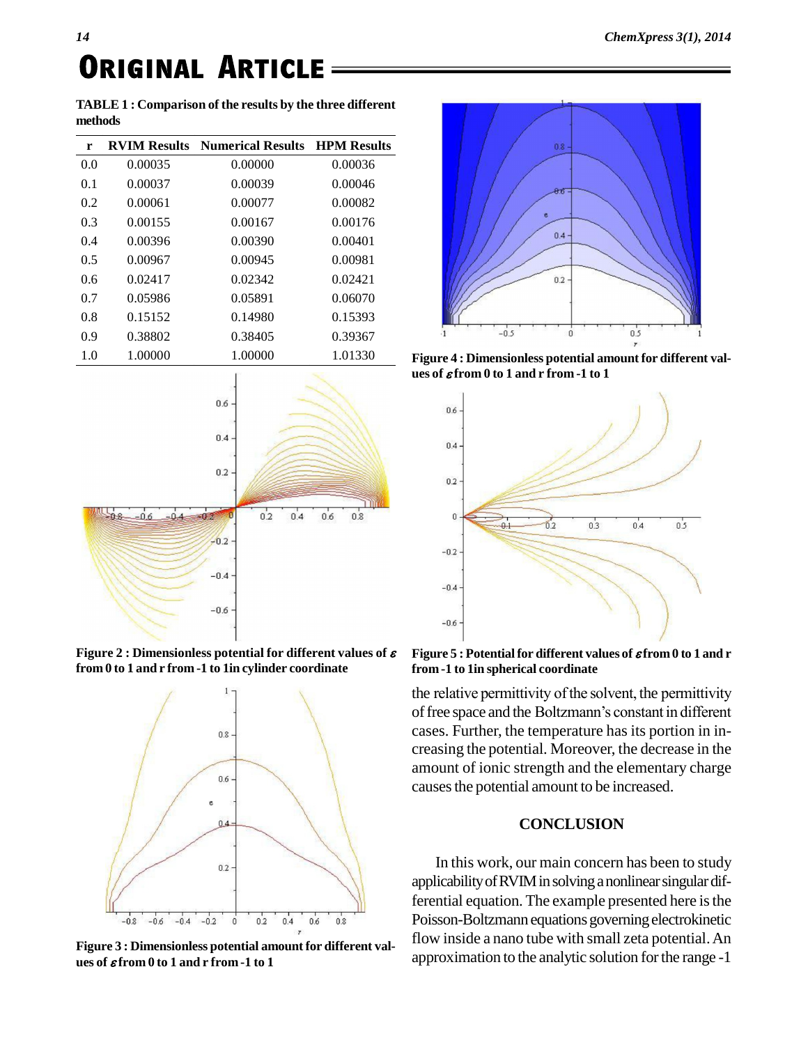**TABLE 1 : Comparison of the results by the three different methods**

| r | RVIM Results | Numerical Results | HPM Results |
|---|---|---|---|
| 0.0 | 0.00035 | 0.00000 | 0.00036 |
| 0.1 | 0.00037 | 0.00039 | 0.00046 |
| 0.2 | 0.00061 | 0.00077 | 0.00082 |
| 0.3 | 0.00155 | 0.00167 | 0.00176 |
| 0.4 | 0.00396 | 0.00390 | 0.00401 |
| 0.5 | 0.00967 | 0.00945 | 0.00981 |
| 0.6 | 0.02417 | 0.02342 | 0.02421 |
| 0.7 | 0.05986 | 0.05891 | 0.06070 |
| 0.8 | 0.15152 | 0.14980 | 0.15393 |
| 0.9 | 0.38802 | 0.38405 | 0.39367 |
| 1.0 | 1.00000 | 1.00000 | 1.01330 |

**Figure 2 : Dimensionless potential for different values of $\varepsilon$ from 0 to 1 and r from -1 to 1in cylinder coordinate**

**Figure 3 : Dimensionless potential amount for different values of $\varepsilon$ from 0 to 1 and r from -1 to 1**

**Figure 4 : Dimensionless potential amount for different values of $\varepsilon$ from 0 to 1 and r from -1 to 1**

**Figure 5 : Potential for different values of $\varepsilon$ from 0 to 1 and r from -1 to 1in spherical coordinate**

the relative permittivity of the solvent, the permittivity of free space and the Boltzmann's constant in different cases. Further, the temperature has its portion in increasing the potential. Moreover, the decrease in the amount of ionic strength and the elementary charge causes the potential amount to be increased.

## CONCLUSION

In this work, our main concern has been to study applicability of RVIM in solving a nonlinear singular differential equation. The example presented here is the Poisson-Boltzmann equations governing electrokinetic flow inside a nano tube with small zeta potential. An approximation to the analytic solution for the range -1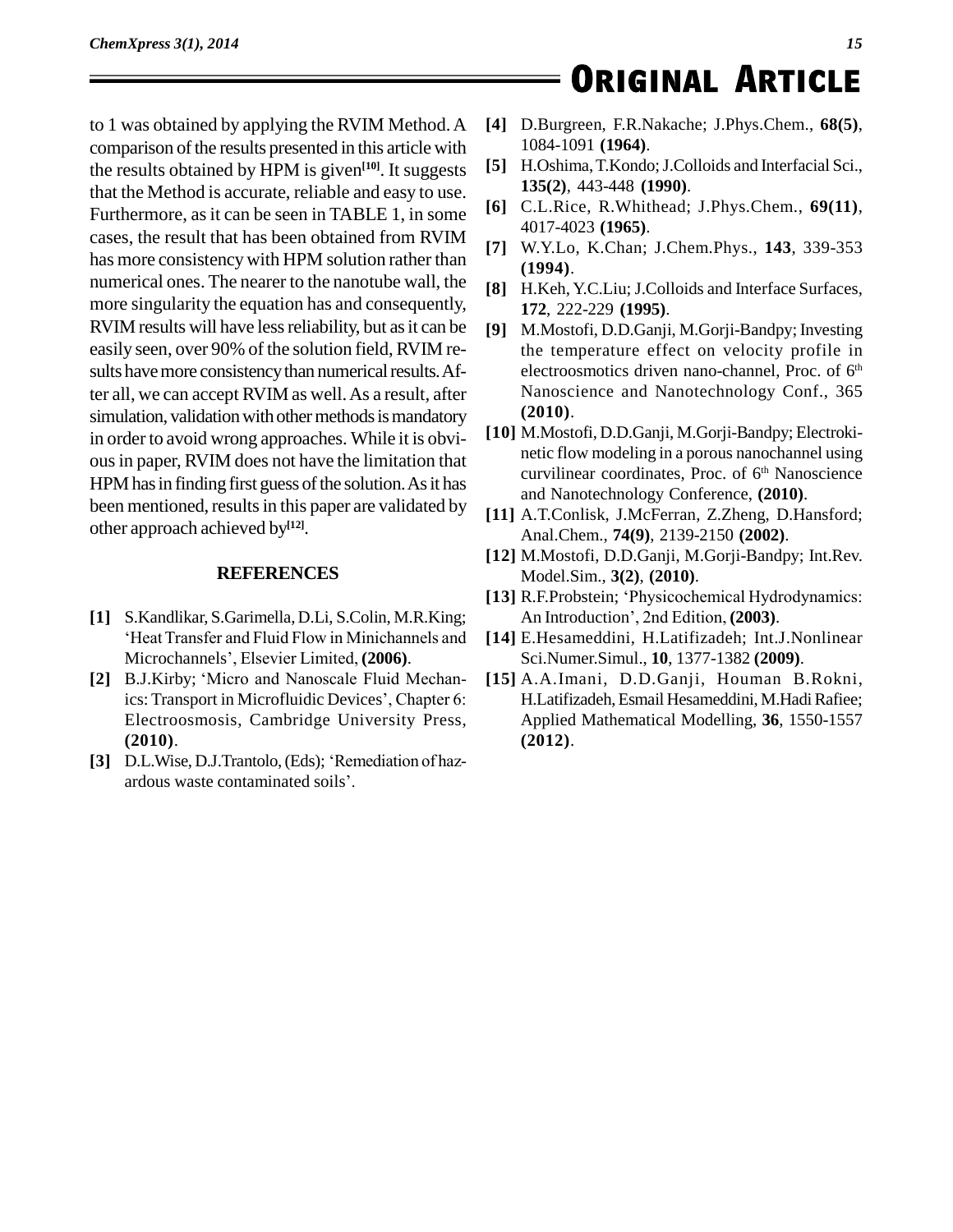to 1 was obtained by applying the RVIM Method. A comparison of the results presented in this article with the results obtained by HPM is given[10]. It suggests that the Method is accurate, reliable and easy to use. Furthermore, as it can be seen in TABLE 1, in some cases, the result that has been obtained from RVIM has more consistency with HPM solution rather than numerical ones. The nearer to the nanotube wall, the more singularity the equation has and consequently, RVIM results will have less reliability, but as it can be easily seen, over 90% of the solution field, RVIM results have more consistency than numerical results. After all, we can accept RVIM as well. As a result, after simulation, validation with other methods is mandatory in order to avoid wrong approaches. While it is obvious in paper, RVIM does not have the limitation that HPM has in finding first guess of the solution. As it has been mentioned, results in this paper are validated by other approach achieved by[12].

## REFERENCES

**[1]** S.Kandlikar, S.Garimella, D.Li, S.Colin, M.R.King; 'Heat Transfer and Fluid Flow in Minichannels and Microchannels', Elsevier Limited, **(2006)**.

**[2]** B.J.Kirby; 'Micro and Nanoscale Fluid Mechanics: Transport in Microfluidic Devices', Chapter 6: Electroosmosis, Cambridge University Press, **(2010)**.

**[3]** D.L.Wise, D.J.Trantolo, (Eds); 'Remediation of hazardous waste contaminated soils'.

**[4]** D.Burgreen, F.R.Nakache; J.Phys.Chem., **68(5)**, 1084-1091 **(1964)**.

**[5]** H.Oshima, T.Kondo; J.Colloids and Interfacial Sci., **135(2)**, 443-448 **(1990)**.

**[6]** C.L.Rice, R.Whithead; J.Phys.Chem., **69(11)**, 4017-4023 **(1965)**.

**[7]** W.Y.Lo, K.Chan; J.Chem.Phys., **143**, 339-353 **(1994)**.

**[8]** H.Keh, Y.C.Liu; J.Colloids and Interface Surfaces, **172**, 222-229 **(1995)**.

**[9]** M.Mostofi, D.D.Ganji, M.Gorji-Bandpy; Investing the temperature effect on velocity profile in electroosmotics driven nano-channel, Proc. of 6th Nanoscience and Nanotechnology Conf., 365 **(2010)**.

**[10]** M.Mostofi, D.D.Ganji, M.Gorji-Bandpy; Electrokinetic flow modeling in a porous nanochannel using curvilinear coordinates, Proc. of 6th Nanoscience and Nanotechnology Conference, **(2010)**.

**[11]** A.T.Conlisk, J.McFerran, Z.Zheng, D.Hansford; Anal.Chem., **74(9)**, 2139-2150 **(2002)**.

**[12]** M.Mostofi, D.D.Ganji, M.Gorji-Bandpy; Int.Rev. Model.Sim., **3(2)**, **(2010)**.

**[13]** R.F.Probstein; 'Physicochemical Hydrodynamics: An Introduction', 2nd Edition, **(2003)**.

**[14]** E.Hesameddini, H.Latifizadeh; Int.J.Nonlinear Sci.Numer.Simul., **10**, 1377-1382 **(2009)**.

**[15]** A.A.Imani, D.D.Ganji, Houman B.Rokni, H.Latifizadeh, Esmail Hesameddini, M.Hadi Rafiee; Applied Mathematical Modelling, **36**, 1550-1557 **(2012)**.